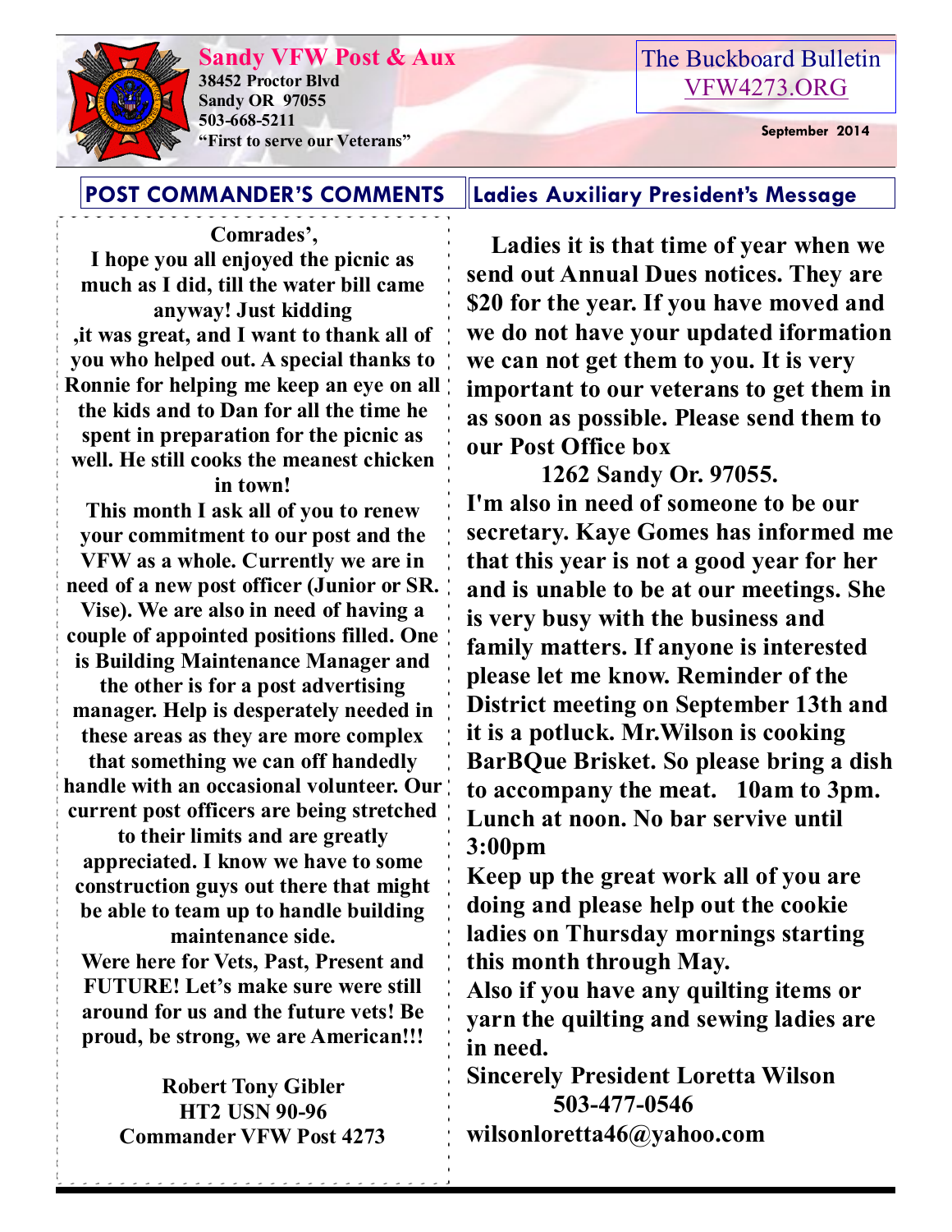# Sandy VFW Post & Aux

**38452 Proctor Blvd**
**Sandy OR 97055**
**503-668-5211**
**"First to serve our Veterans"**

The Buckboard Bulletin
VFW4273.ORG

**September 2014**

## POST COMMANDER'S COMMENTS

**Comrades',**

**I hope you all enjoyed the picnic as much as I did, till the water bill came anyway! Just kidding ,it was great, and I want to thank all of you who helped out. A special thanks to Ronnie for helping me keep an eye on all the kids and to Dan for all the time he spent in preparation for the picnic as well. He still cooks the meanest chicken in town!**

**This month I ask all of you to renew your commitment to our post and the VFW as a whole. Currently we are in need of a new post officer (Junior or SR. Vise). We are also in need of having a couple of appointed positions filled. One is Building Maintenance Manager and the other is for a post advertising manager. Help is desperately needed in these areas as they are more complex that something we can off handedly handle with an occasional volunteer. Our current post officers are being stretched to their limits and are greatly appreciated. I know we have to some construction guys out there that might be able to team up to handle building maintenance side.**

**Were here for Vets, Past, Present and FUTURE! Let's make sure were still around for us and the future vets! Be proud, be strong, we are American!!!**

**Robert Tony Gibler**
**HT2 USN 90-96**
**Commander VFW Post 4273**

## Ladies Auxiliary President's Message

**Ladies it is that time of year when we send out Annual Dues notices. They are $20 for the year. If you have moved and we do not have your updated iformation we can not get them to you. It is very important to our veterans to get them in as soon as possible. Please send them to our Post Office box**

**1262 Sandy Or. 97055.**

**I'm also in need of someone to be our secretary. Kaye Gomes has informed me that this year is not a good year for her and is unable to be at our meetings. She is very busy with the business and family matters. If anyone is interested please let me know. Reminder of the District meeting on September 13th and it is a potluck. Mr.Wilson is cooking BarBQue Brisket. So please bring a dish to accompany the meat. 10am to 3pm. Lunch at noon. No bar servive until 3:00pm**

**Keep up the great work all of you are doing and please help out the cookie ladies on Thursday mornings starting this month through May.**

**Also if you have any quilting items or yarn the quilting and sewing ladies are in need.**

**Sincerely President Loretta Wilson**
**503-477-0546**
**wilsonloretta46@yahoo.com**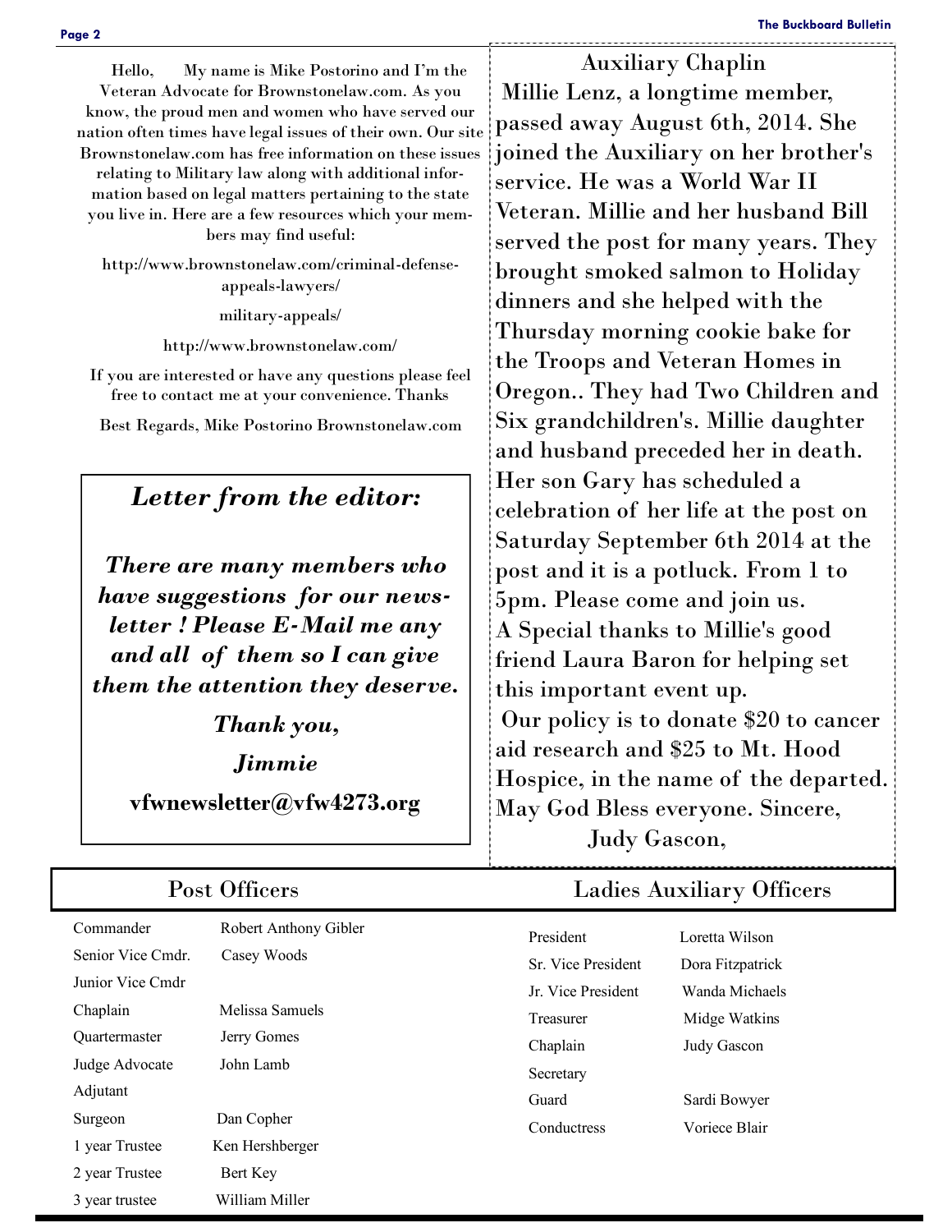Hello, My name is Mike Postorino and I'm the Veteran Advocate for Brownstonelaw.com. As you know, the proud men and women who have served our nation often times have legal issues of their own. Our site Brownstonelaw.com has free information on these issues relating to Military law along with additional information based on legal matters pertaining to the state you live in. Here are a few resources which your members may find useful:

http://www.brownstonelaw.com/criminal-defense-appeals-lawyers/

military-appeals/

http://www.brownstonelaw.com/

If you are interested or have any questions please feel free to contact me at your convenience. Thanks

Best Regards, Mike Postorino Brownstonelaw.com

## *Letter from the editor:*

***There are many members who have suggestions for our newsletter ! Please E-Mail me any and all of them so I can give them the attention they deserve.***

***Thank you,***

***Jimmie***

**vfwnewsletter@vfw4273.org**

## Auxiliary Chaplin

Millie Lenz, a longtime member, passed away August 6th, 2014. She joined the Auxiliary on her brother's service. He was a World War II Veteran. Millie and her husband Bill served the post for many years. They brought smoked salmon to Holiday dinners and she helped with the Thursday morning cookie bake for the Troops and Veteran Homes in Oregon.. They had Two Children and Six grandchildren's. Millie daughter and husband preceded her in death. Her son Gary has scheduled a celebration of her life at the post on Saturday September 6th 2014 at the post and it is a potluck. From 1 to 5pm. Please come and join us.
A Special thanks to Millie's good friend Laura Baron for helping set this important event up.
Our policy is to donate $20 to cancer aid research and $25 to Mt. Hood Hospice, in the name of the departed. May God Bless everyone. Sincere,
Judy Gascon,

## Post Officers

| | |
|---|---|
| Commander | Robert Anthony Gibler |
| Senior Vice Cmdr. | Casey Woods |
| Junior Vice Cmdr | |
| Chaplain | Melissa Samuels |
| Quartermaster | Jerry Gomes |
| Judge Advocate | John Lamb |
| Adjutant | |
| Surgeon | Dan Copher |
| 1 year Trustee | Ken Hershberger |
| 2 year Trustee | Bert Key |
| 3 year trustee | William Miller |

## Ladies Auxiliary Officers

| | |
|---|---|
| President | Loretta Wilson |
| Sr. Vice President | Dora Fitzpatrick |
| Jr. Vice President | Wanda Michaels |
| Treasurer | Midge Watkins |
| Chaplain | Judy Gascon |
| Secretary | |
| Guard | Sardi Bowyer |
| Conductress | Voriece Blair |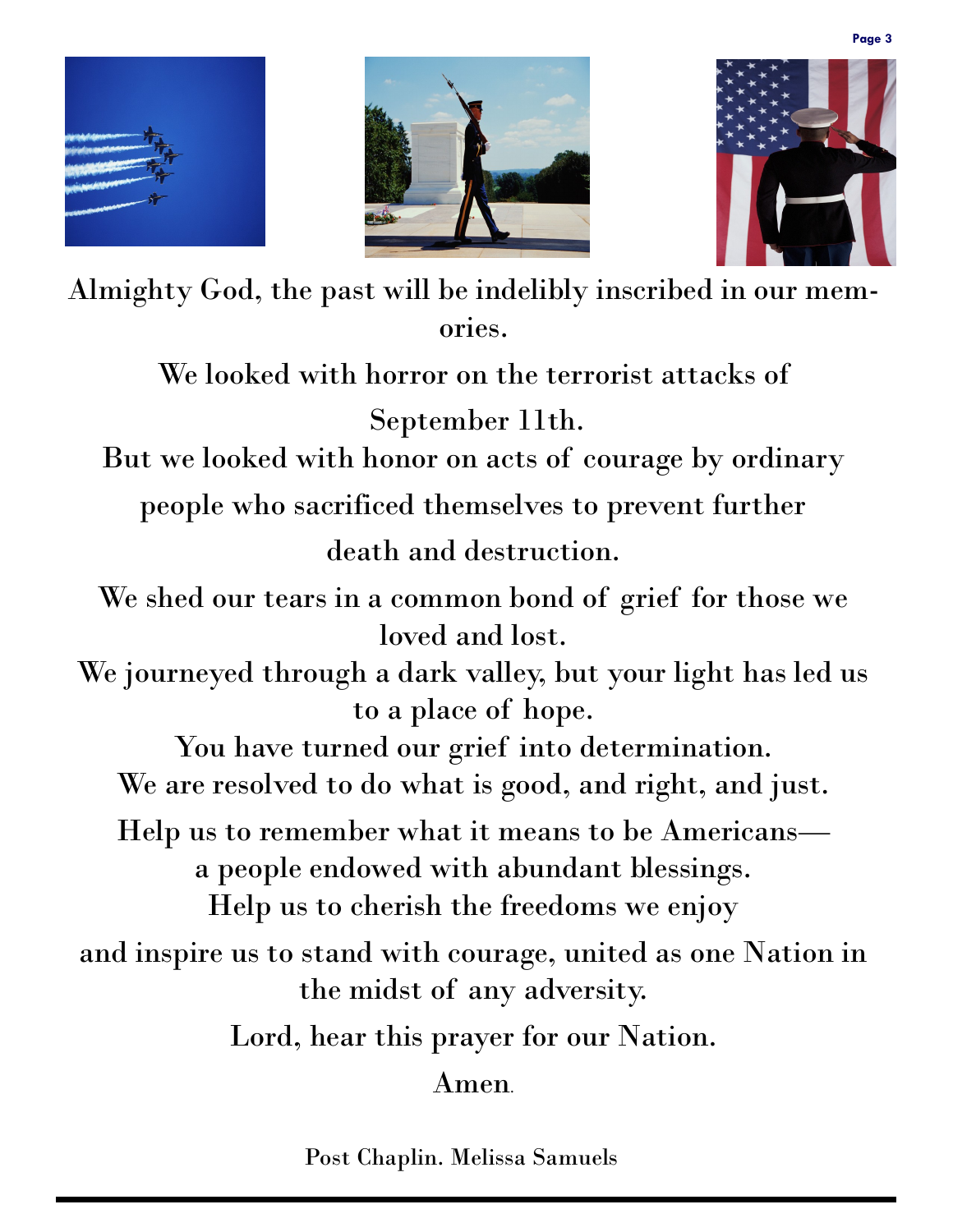Almighty God, the past will be indelibly inscribed in our memories.

We looked with horror on the terrorist attacks of September 11th.

But we looked with honor on acts of courage by ordinary people who sacrificed themselves to prevent further death and destruction.

We shed our tears in a common bond of grief for those we loved and lost.

We journeyed through a dark valley, but your light has led us to a place of hope.

You have turned our grief into determination.

We are resolved to do what is good, and right, and just.

Help us to remember what it means to be Americans—
a people endowed with abundant blessings.

Help us to cherish the freedoms we enjoy

and inspire us to stand with courage, united as one Nation in the midst of any adversity.

Lord, hear this prayer for our Nation.

Amen.

Post Chaplin. Melissa Samuels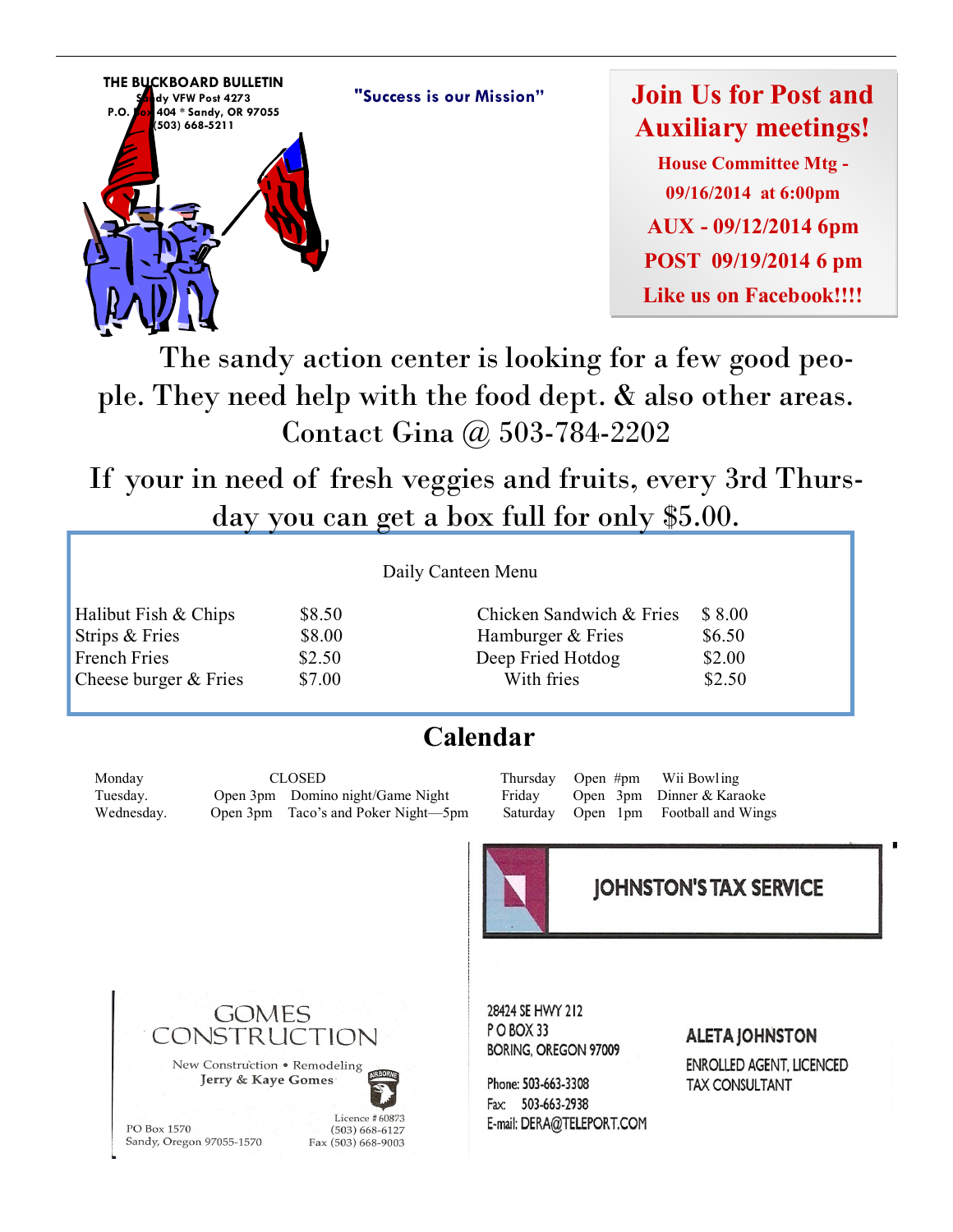**THE BUCKBOARD BULLETIN**
Sandy VFW Post 4273
P.O. Box 404 * Sandy, OR 97055
(503) 668-5211

**"Success is our Mission"**

## Join Us for Post and Auxiliary meetings!

**House Committee Mtg - 09/16/2014 at 6:00pm**

**AUX - 09/12/2014 6pm**

**POST 09/19/2014 6 pm**

**Like us on Facebook!!!!**

The sandy action center is looking for a few good people. They need help with the food dept. & also other areas. Contact Gina @ 503-784-2202

If your in need of fresh veggies and fruits, every 3rd Thursday you can get a box full for only $5.00.

Daily Canteen Menu

| | | | |
|---|---|---|---|
| Halibut Fish & Chips | $8.50 | Chicken Sandwich & Fries | $ 8.00 |
| Strips & Fries | $8.00 | Hamburger & Fries | $6.50 |
| French Fries | $2.50 | Deep Fried Hotdog | $2.00 |
| Cheese burger & Fries | $7.00 | With fries | $2.50 |

## Calendar

| | | | | | | | |
|---|---|---|---|---|---|---|---|
| Monday | | CLOSED | | Thursday | Open #pm | Wii Bowling |
| Tuesday. | Open 3pm | Domino night/Game Night | | Friday | Open 3pm | Dinner & Karaoke |
| Wednesday. | Open 3pm | Taco's and Poker Night—5pm | | Saturday | Open 1pm | Football and Wings |

**JOHNSTON'S TAX SERVICE**

28424 SE HWY 212
P O BOX 33
BORING, OREGON 97009

Phone: 503-663-3308
Fax: 503-663-2938
E-mail: DERA@TELEPORT.COM

**ALETA JOHNSTON**
ENROLLED AGENT, LICENCED TAX CONSULTANT

**GOMES CONSTRUCTION**

New Construction • Remodeling
Jerry & Kaye Gomes

PO Box 1570
Sandy, Oregon 97055-1570

Licence # 60873
(503) 668-6127
Fax (503) 668-9003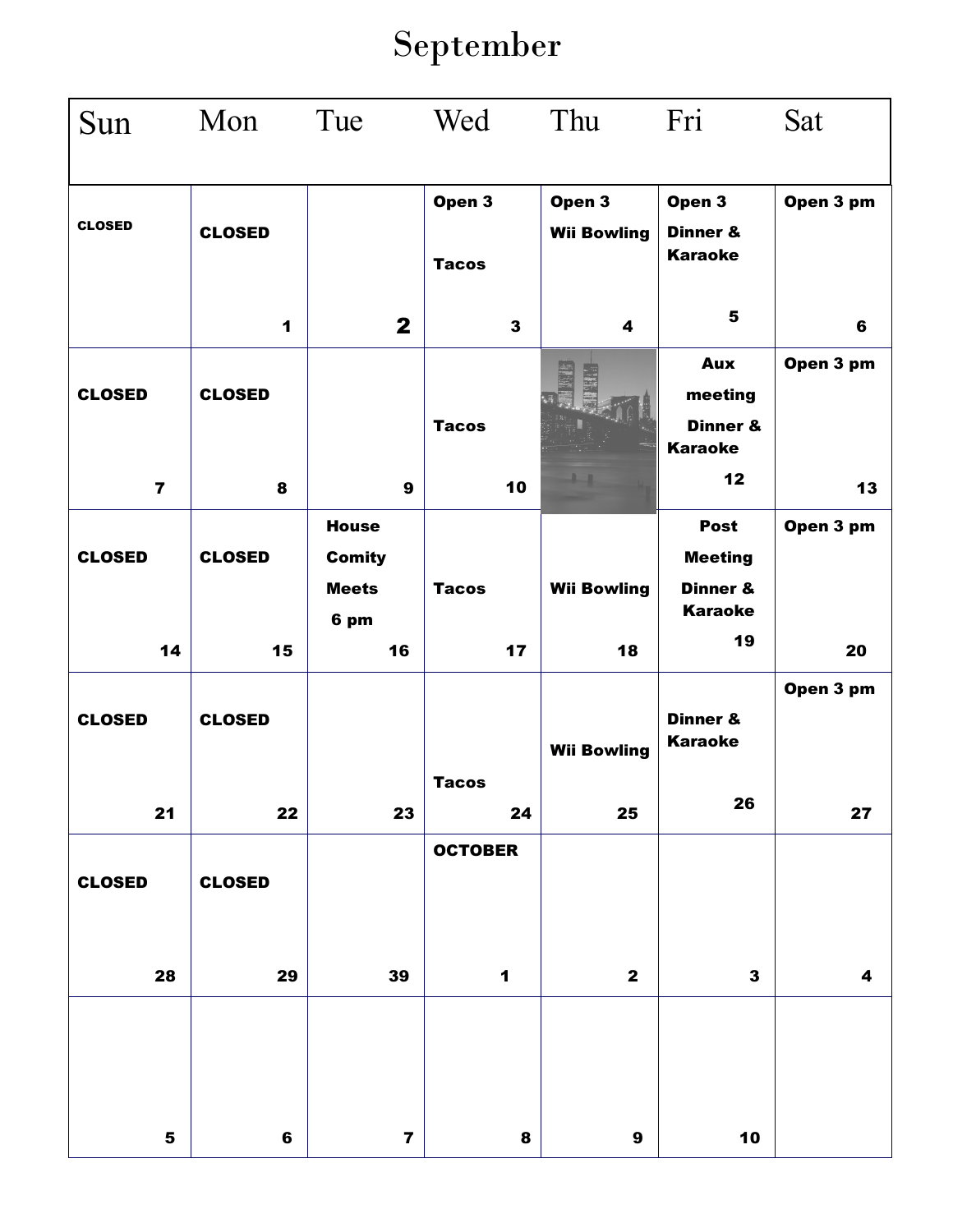# September

| Sun | Mon | Tue | Wed | Thu | Fri | Sat |
|---|---|---|---|---|---|---|
| CLOSED | CLOSED 1 | 2 | Open 3 Tacos 3 | Open 3 Wii Bowling 4 | Open 3 Dinner & Karaoke 5 | Open 3 pm 6 |
| CLOSED 7 | CLOSED 8 | 9 | Tacos 10 | | Aux meeting Dinner & Karaoke 12 | Open 3 pm 13 |
| CLOSED 14 | CLOSED 15 | House Comity Meets 6 pm 16 | Tacos 17 | Wii Bowling 18 | Post Meeting Dinner & Karaoke 19 | Open 3 pm 20 |
| CLOSED 21 | CLOSED 22 | 23 | Tacos 24 | Wii Bowling 25 | Dinner & Karaoke 26 | Open 3 pm 27 |
| CLOSED 28 | CLOSED 29 | 39 | OCTOBER 1 | 2 | 3 | 4 |
| 5 | 6 | 7 | 8 | 9 | 10 | |